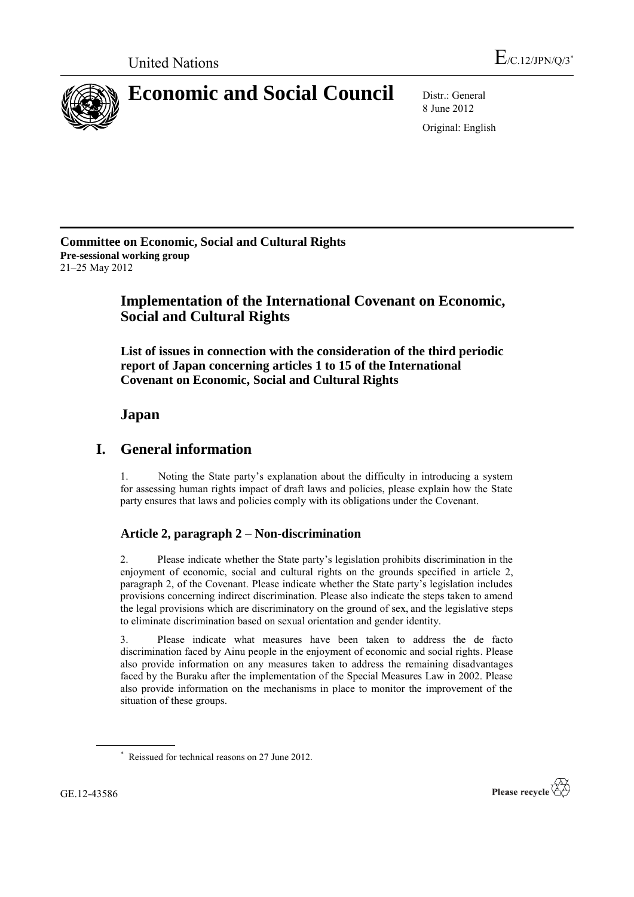United Nations E/C.12/JPN/Q/3*

# Economic and Social Council

Distr.: General
8 June 2012

Original: English

**Committee on Economic, Social and Cultural Rights**
**Pre-sessional working group**
21–25 May 2012

## Implementation of the International Covenant on Economic, Social and Cultural Rights

### List of issues in connection with the consideration of the third periodic report of Japan concerning articles 1 to 15 of the International Covenant on Economic, Social and Cultural Rights

## Japan

# I. General information

1. Noting the State party's explanation about the difficulty in introducing a system for assessing human rights impact of draft laws and policies, please explain how the State party ensures that laws and policies comply with its obligations under the Covenant.

### Article 2, paragraph 2 – Non-discrimination

2. Please indicate whether the State party's legislation prohibits discrimination in the enjoyment of economic, social and cultural rights on the grounds specified in article 2, paragraph 2, of the Covenant. Please indicate whether the State party's legislation includes provisions concerning indirect discrimination. Please also indicate the steps taken to amend the legal provisions which are discriminatory on the ground of sex, and the legislative steps to eliminate discrimination based on sexual orientation and gender identity.

3. Please indicate what measures have been taken to address the de facto discrimination faced by Ainu people in the enjoyment of economic and social rights. Please also provide information on any measures taken to address the remaining disadvantages faced by the Buraku after the implementation of the Special Measures Law in 2002. Please also provide information on the mechanisms in place to monitor the improvement of the situation of these groups.

\* Reissued for technical reasons on 27 June 2012.

GE.12-43586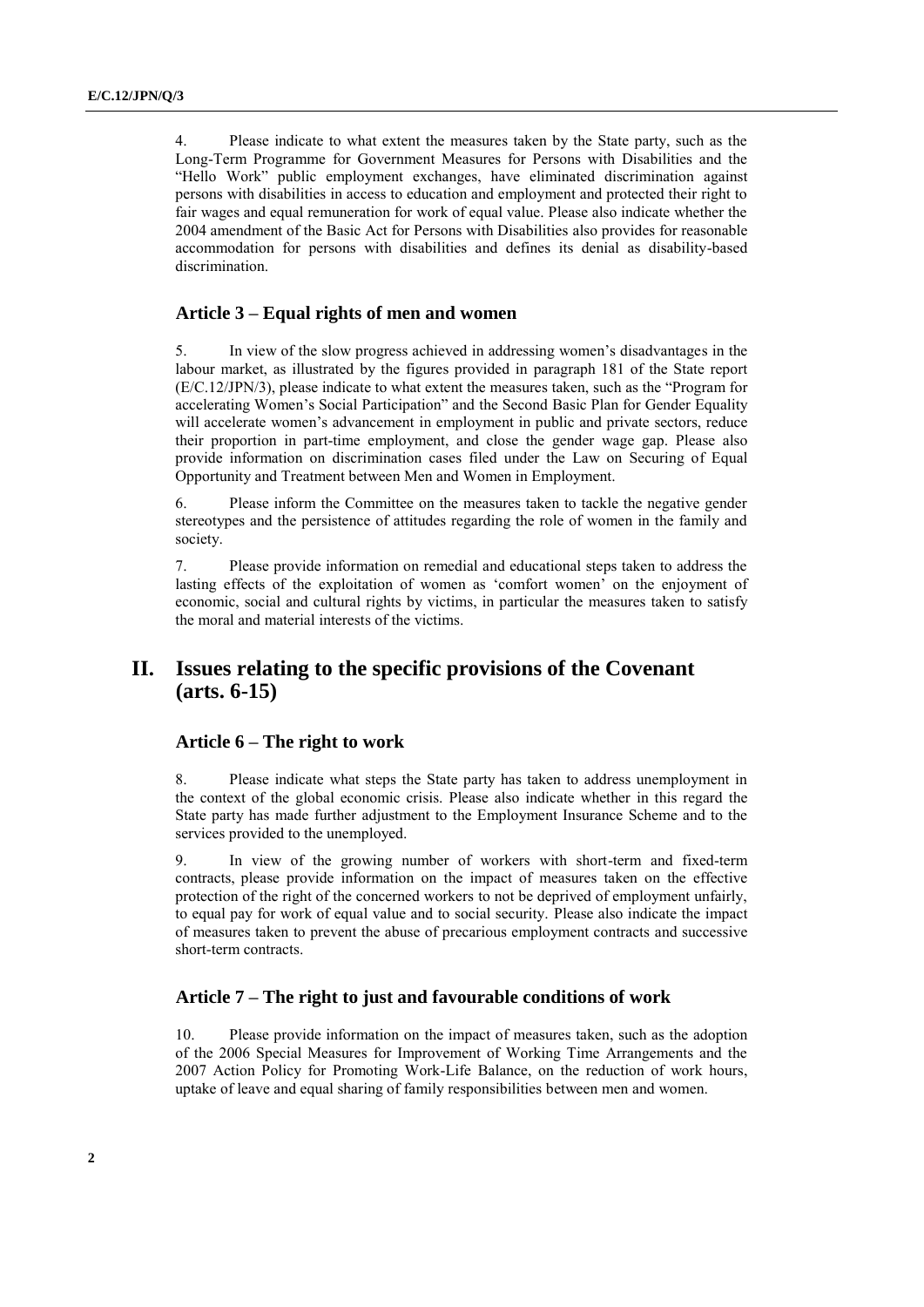4. Please indicate to what extent the measures taken by the State party, such as the Long-Term Programme for Government Measures for Persons with Disabilities and the "Hello Work" public employment exchanges, have eliminated discrimination against persons with disabilities in access to education and employment and protected their right to fair wages and equal remuneration for work of equal value. Please also indicate whether the 2004 amendment of the Basic Act for Persons with Disabilities also provides for reasonable accommodation for persons with disabilities and defines its denial as disability-based discrimination.

### Article 3 – Equal rights of men and women

5. In view of the slow progress achieved in addressing women's disadvantages in the labour market, as illustrated by the figures provided in paragraph 181 of the State report (E/C.12/JPN/3), please indicate to what extent the measures taken, such as the "Program for accelerating Women's Social Participation" and the Second Basic Plan for Gender Equality will accelerate women's advancement in employment in public and private sectors, reduce their proportion in part-time employment, and close the gender wage gap. Please also provide information on discrimination cases filed under the Law on Securing of Equal Opportunity and Treatment between Men and Women in Employment.

6. Please inform the Committee on the measures taken to tackle the negative gender stereotypes and the persistence of attitudes regarding the role of women in the family and society.

7. Please provide information on remedial and educational steps taken to address the lasting effects of the exploitation of women as 'comfort women' on the enjoyment of economic, social and cultural rights by victims, in particular the measures taken to satisfy the moral and material interests of the victims.

## II. Issues relating to the specific provisions of the Covenant (arts. 6-15)

### Article 6 – The right to work

8. Please indicate what steps the State party has taken to address unemployment in the context of the global economic crisis. Please also indicate whether in this regard the State party has made further adjustment to the Employment Insurance Scheme and to the services provided to the unemployed.

9. In view of the growing number of workers with short-term and fixed-term contracts, please provide information on the impact of measures taken on the effective protection of the right of the concerned workers to not be deprived of employment unfairly, to equal pay for work of equal value and to social security. Please also indicate the impact of measures taken to prevent the abuse of precarious employment contracts and successive short-term contracts.

### Article 7 – The right to just and favourable conditions of work

10. Please provide information on the impact of measures taken, such as the adoption of the 2006 Special Measures for Improvement of Working Time Arrangements and the 2007 Action Policy for Promoting Work-Life Balance, on the reduction of work hours, uptake of leave and equal sharing of family responsibilities between men and women.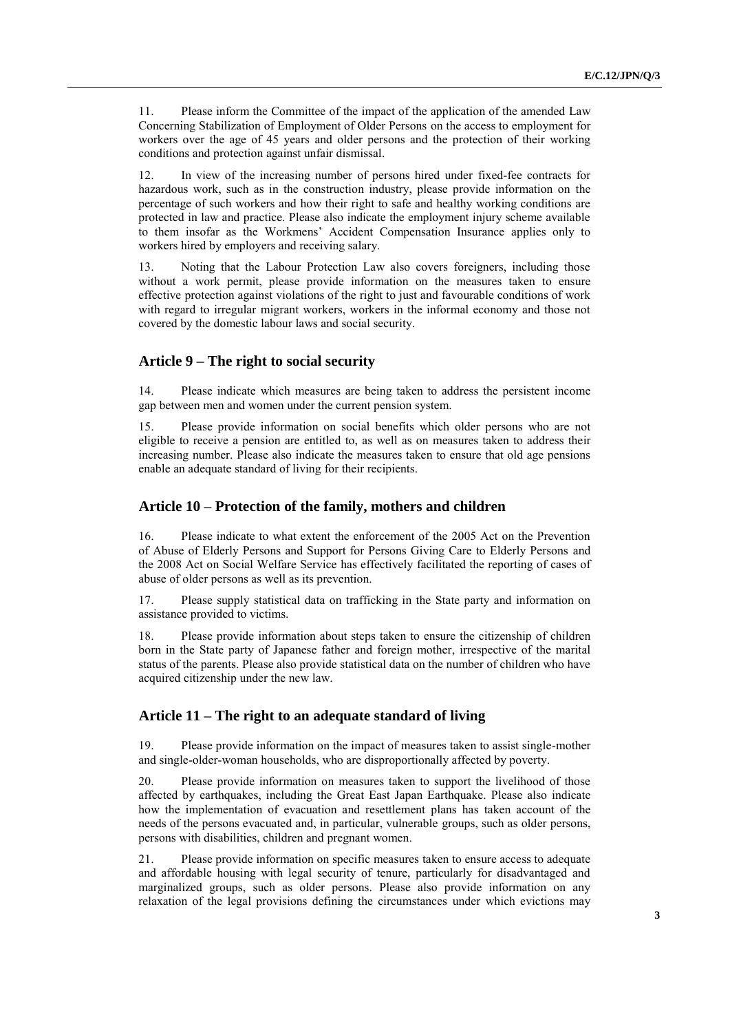11. Please inform the Committee of the impact of the application of the amended Law Concerning Stabilization of Employment of Older Persons on the access to employment for workers over the age of 45 years and older persons and the protection of their working conditions and protection against unfair dismissal.

12. In view of the increasing number of persons hired under fixed-fee contracts for hazardous work, such as in the construction industry, please provide information on the percentage of such workers and how their right to safe and healthy working conditions are protected in law and practice. Please also indicate the employment injury scheme available to them insofar as the Workmens' Accident Compensation Insurance applies only to workers hired by employers and receiving salary.

13. Noting that the Labour Protection Law also covers foreigners, including those without a work permit, please provide information on the measures taken to ensure effective protection against violations of the right to just and favourable conditions of work with regard to irregular migrant workers, workers in the informal economy and those not covered by the domestic labour laws and social security.

### Article 9 – The right to social security

14. Please indicate which measures are being taken to address the persistent income gap between men and women under the current pension system.

15. Please provide information on social benefits which older persons who are not eligible to receive a pension are entitled to, as well as on measures taken to address their increasing number. Please also indicate the measures taken to ensure that old age pensions enable an adequate standard of living for their recipients.

### Article 10 – Protection of the family, mothers and children

16. Please indicate to what extent the enforcement of the 2005 Act on the Prevention of Abuse of Elderly Persons and Support for Persons Giving Care to Elderly Persons and the 2008 Act on Social Welfare Service has effectively facilitated the reporting of cases of abuse of older persons as well as its prevention.

17. Please supply statistical data on trafficking in the State party and information on assistance provided to victims.

18. Please provide information about steps taken to ensure the citizenship of children born in the State party of Japanese father and foreign mother, irrespective of the marital status of the parents. Please also provide statistical data on the number of children who have acquired citizenship under the new law.

### Article 11 – The right to an adequate standard of living

19. Please provide information on the impact of measures taken to assist single-mother and single-older-woman households, who are disproportionally affected by poverty.

20. Please provide information on measures taken to support the livelihood of those affected by earthquakes, including the Great East Japan Earthquake. Please also indicate how the implementation of evacuation and resettlement plans has taken account of the needs of the persons evacuated and, in particular, vulnerable groups, such as older persons, persons with disabilities, children and pregnant women.

21. Please provide information on specific measures taken to ensure access to adequate and affordable housing with legal security of tenure, particularly for disadvantaged and marginalized groups, such as older persons. Please also provide information on any relaxation of the legal provisions defining the circumstances under which evictions may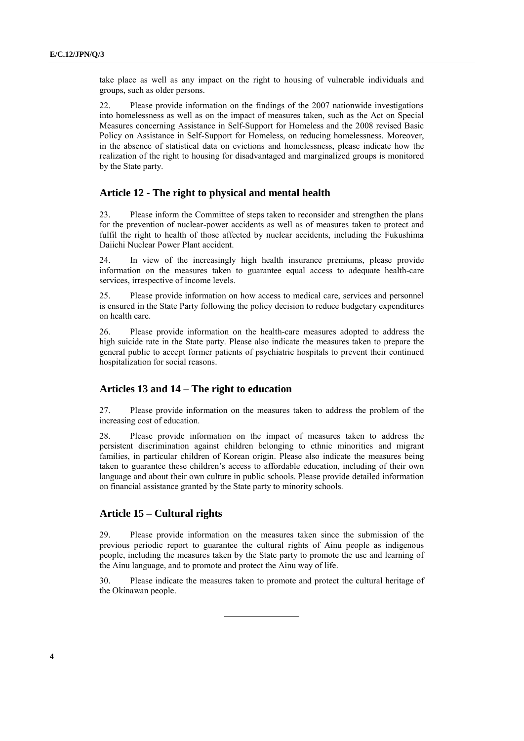take place as well as any impact on the right to housing of vulnerable individuals and groups, such as older persons.

22. Please provide information on the findings of the 2007 nationwide investigations into homelessness as well as on the impact of measures taken, such as the Act on Special Measures concerning Assistance in Self-Support for Homeless and the 2008 revised Basic Policy on Assistance in Self-Support for Homeless, on reducing homelessness. Moreover, in the absence of statistical data on evictions and homelessness, please indicate how the realization of the right to housing for disadvantaged and marginalized groups is monitored by the State party.

## Article 12 - The right to physical and mental health

23. Please inform the Committee of steps taken to reconsider and strengthen the plans for the prevention of nuclear-power accidents as well as of measures taken to protect and fulfil the right to health of those affected by nuclear accidents, including the Fukushima Daiichi Nuclear Power Plant accident.

24. In view of the increasingly high health insurance premiums, please provide information on the measures taken to guarantee equal access to adequate health-care services, irrespective of income levels.

25. Please provide information on how access to medical care, services and personnel is ensured in the State Party following the policy decision to reduce budgetary expenditures on health care.

26. Please provide information on the health-care measures adopted to address the high suicide rate in the State party. Please also indicate the measures taken to prepare the general public to accept former patients of psychiatric hospitals to prevent their continued hospitalization for social reasons.

## Articles 13 and 14 – The right to education

27. Please provide information on the measures taken to address the problem of the increasing cost of education.

28. Please provide information on the impact of measures taken to address the persistent discrimination against children belonging to ethnic minorities and migrant families, in particular children of Korean origin. Please also indicate the measures being taken to guarantee these children's access to affordable education, including of their own language and about their own culture in public schools. Please provide detailed information on financial assistance granted by the State party to minority schools.

## Article 15 – Cultural rights

29. Please provide information on the measures taken since the submission of the previous periodic report to guarantee the cultural rights of Ainu people as indigenous people, including the measures taken by the State party to promote the use and learning of the Ainu language, and to promote and protect the Ainu way of life.

30. Please indicate the measures taken to promote and protect the cultural heritage of the Okinawan people.